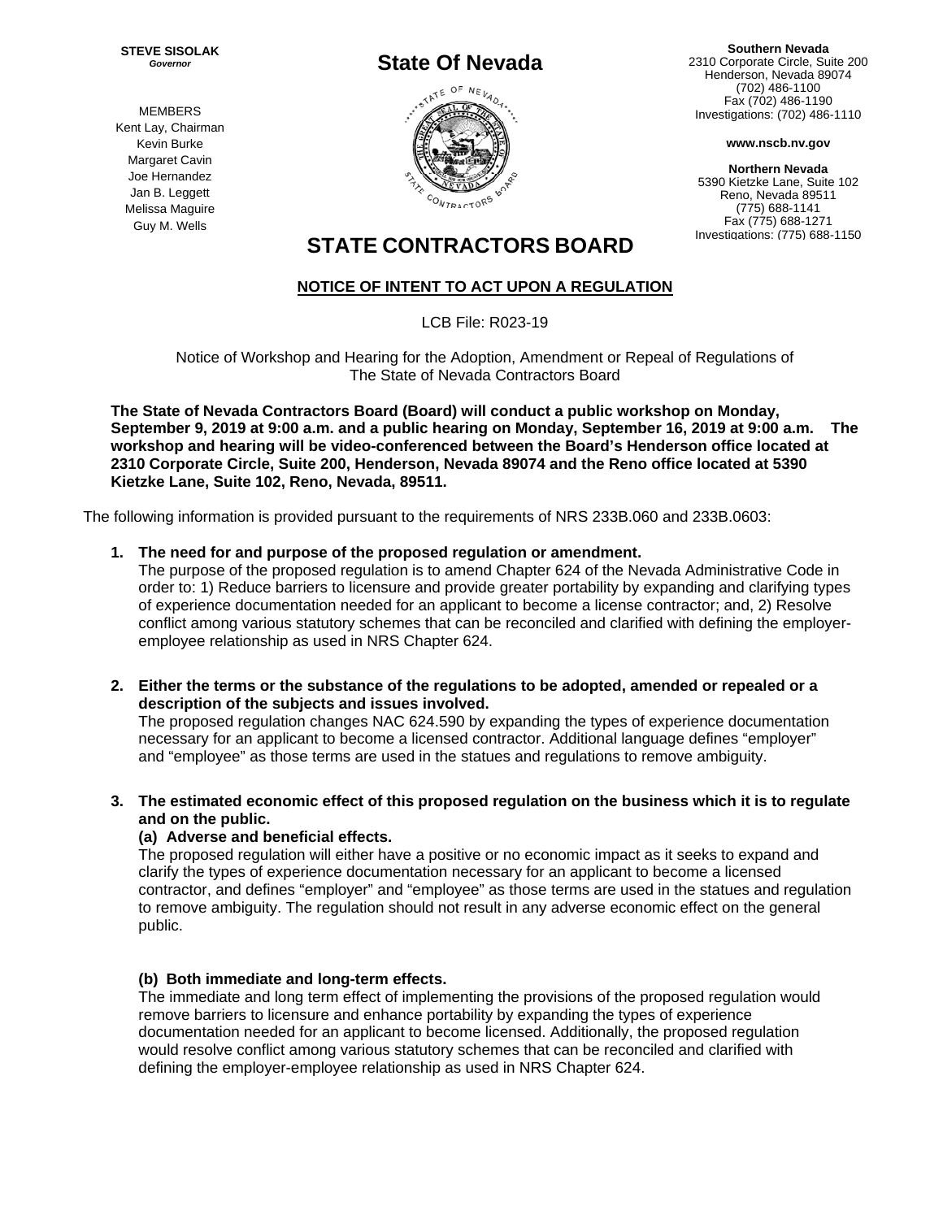**STEVE SISOLAK**
*Governor*

MEMBERS
Kent Lay, Chairman
Kevin Burke
Margaret Cavin
Joe Hernandez
Jan B. Leggett
Melissa Maguire
Guy M. Wells

## State Of Nevada

**Southern Nevada**
2310 Corporate Circle, Suite 200
Henderson, Nevada 89074
(702) 486-1100
Fax (702) 486-1190
Investigations: (702) 486-1110

**www.nscb.nv.gov**

**Northern Nevada**
5390 Kietzke Lane, Suite 102
Reno, Nevada 89511
(775) 688-1141
Fax (775) 688-1271
Investigations: (775) 688-1150

# STATE CONTRACTORS BOARD

**NOTICE OF INTENT TO ACT UPON A REGULATION**

LCB File: R023-19

Notice of Workshop and Hearing for the Adoption, Amendment or Repeal of Regulations of The State of Nevada Contractors Board

**The State of Nevada Contractors Board (Board) will conduct a public workshop on Monday, September 9, 2019 at 9:00 a.m. and a public hearing on Monday, September 16, 2019 at 9:00 a.m. The workshop and hearing will be video-conferenced between the Board's Henderson office located at 2310 Corporate Circle, Suite 200, Henderson, Nevada 89074 and the Reno office located at 5390 Kietzke Lane, Suite 102, Reno, Nevada, 89511.**

The following information is provided pursuant to the requirements of NRS 233B.060 and 233B.0603:

1. **The need for and purpose of the proposed regulation or amendment.**
   The purpose of the proposed regulation is to amend Chapter 624 of the Nevada Administrative Code in order to: 1) Reduce barriers to licensure and provide greater portability by expanding and clarifying types of experience documentation needed for an applicant to become a license contractor; and, 2) Resolve conflict among various statutory schemes that can be reconciled and clarified with defining the employer-employee relationship as used in NRS Chapter 624.

2. **Either the terms or the substance of the regulations to be adopted, amended or repealed or a description of the subjects and issues involved.**
   The proposed regulation changes NAC 624.590 by expanding the types of experience documentation necessary for an applicant to become a licensed contractor. Additional language defines "employer" and "employee" as those terms are used in the statues and regulations to remove ambiguity.

3. **The estimated economic effect of this proposed regulation on the business which it is to regulate and on the public.**

   **(a) Adverse and beneficial effects.**
   The proposed regulation will either have a positive or no economic impact as it seeks to expand and clarify the types of experience documentation necessary for an applicant to become a licensed contractor, and defines "employer" and "employee" as those terms are used in the statues and regulation to remove ambiguity. The regulation should not result in any adverse economic effect on the general public.

   **(b) Both immediate and long-term effects.**
   The immediate and long term effect of implementing the provisions of the proposed regulation would remove barriers to licensure and enhance portability by expanding the types of experience documentation needed for an applicant to become licensed. Additionally, the proposed regulation would resolve conflict among various statutory schemes that can be reconciled and clarified with defining the employer-employee relationship as used in NRS Chapter 624.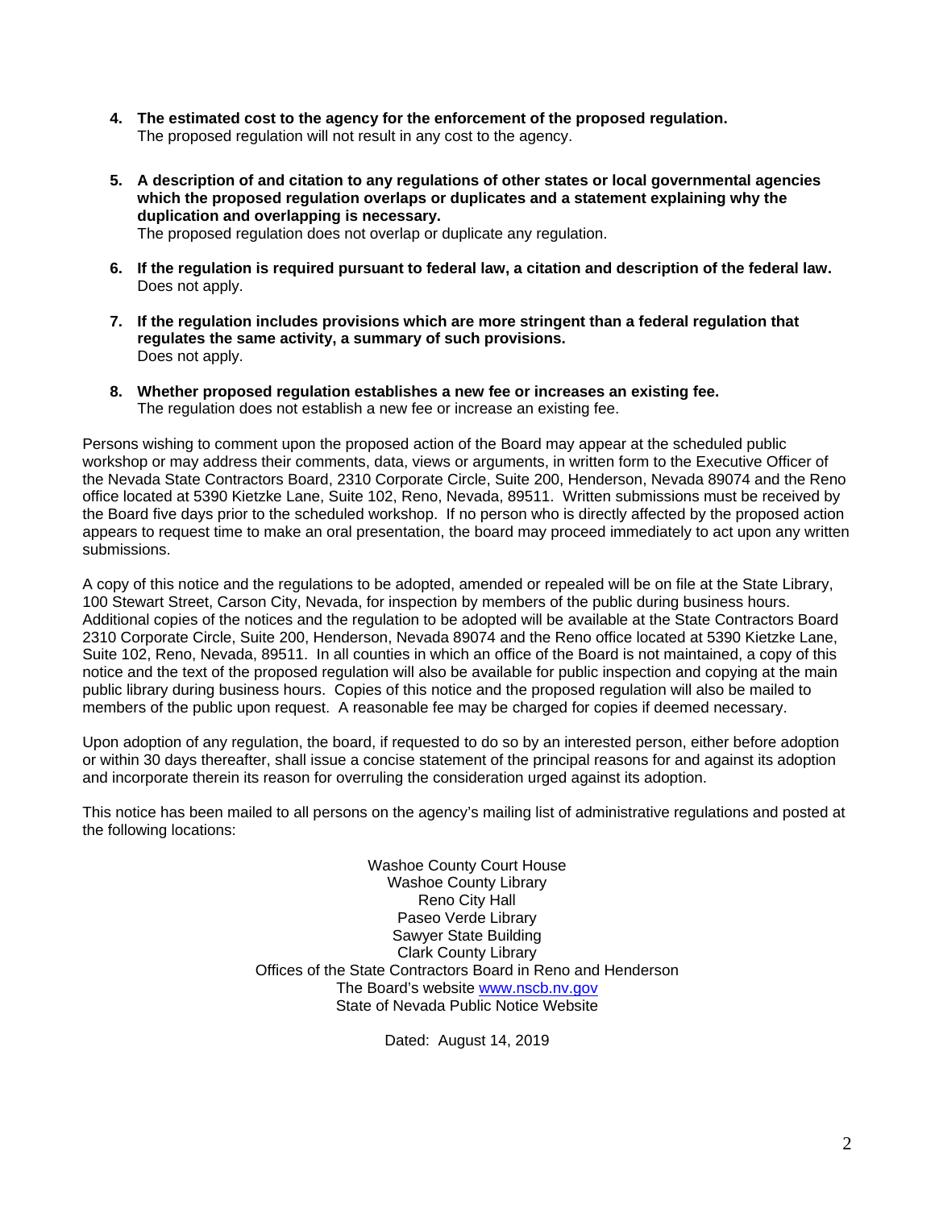4. **The estimated cost to the agency for the enforcement of the proposed regulation.**
   The proposed regulation will not result in any cost to the agency.

5. **A description of and citation to any regulations of other states or local governmental agencies which the proposed regulation overlaps or duplicates and a statement explaining why the duplication and overlapping is necessary.**
   The proposed regulation does not overlap or duplicate any regulation.

6. **If the regulation is required pursuant to federal law, a citation and description of the federal law.**
   Does not apply.

7. **If the regulation includes provisions which are more stringent than a federal regulation that regulates the same activity, a summary of such provisions.**
   Does not apply.

8. **Whether proposed regulation establishes a new fee or increases an existing fee.**
   The regulation does not establish a new fee or increase an existing fee.

Persons wishing to comment upon the proposed action of the Board may appear at the scheduled public workshop or may address their comments, data, views or arguments, in written form to the Executive Officer of the Nevada State Contractors Board, 2310 Corporate Circle, Suite 200, Henderson, Nevada 89074 and the Reno office located at 5390 Kietzke Lane, Suite 102, Reno, Nevada, 89511. Written submissions must be received by the Board five days prior to the scheduled workshop. If no person who is directly affected by the proposed action appears to request time to make an oral presentation, the board may proceed immediately to act upon any written submissions.

A copy of this notice and the regulations to be adopted, amended or repealed will be on file at the State Library, 100 Stewart Street, Carson City, Nevada, for inspection by members of the public during business hours. Additional copies of the notices and the regulation to be adopted will be available at the State Contractors Board 2310 Corporate Circle, Suite 200, Henderson, Nevada 89074 and the Reno office located at 5390 Kietzke Lane, Suite 102, Reno, Nevada, 89511. In all counties in which an office of the Board is not maintained, a copy of this notice and the text of the proposed regulation will also be available for public inspection and copying at the main public library during business hours. Copies of this notice and the proposed regulation will also be mailed to members of the public upon request. A reasonable fee may be charged for copies if deemed necessary.

Upon adoption of any regulation, the board, if requested to do so by an interested person, either before adoption or within 30 days thereafter, shall issue a concise statement of the principal reasons for and against its adoption and incorporate therein its reason for overruling the consideration urged against its adoption.

This notice has been mailed to all persons on the agency's mailing list of administrative regulations and posted at the following locations:

Washoe County Court House
Washoe County Library
Reno City Hall
Paseo Verde Library
Sawyer State Building
Clark County Library
Offices of the State Contractors Board in Reno and Henderson
The Board's website www.nscb.nv.gov
State of Nevada Public Notice Website

Dated: August 14, 2019